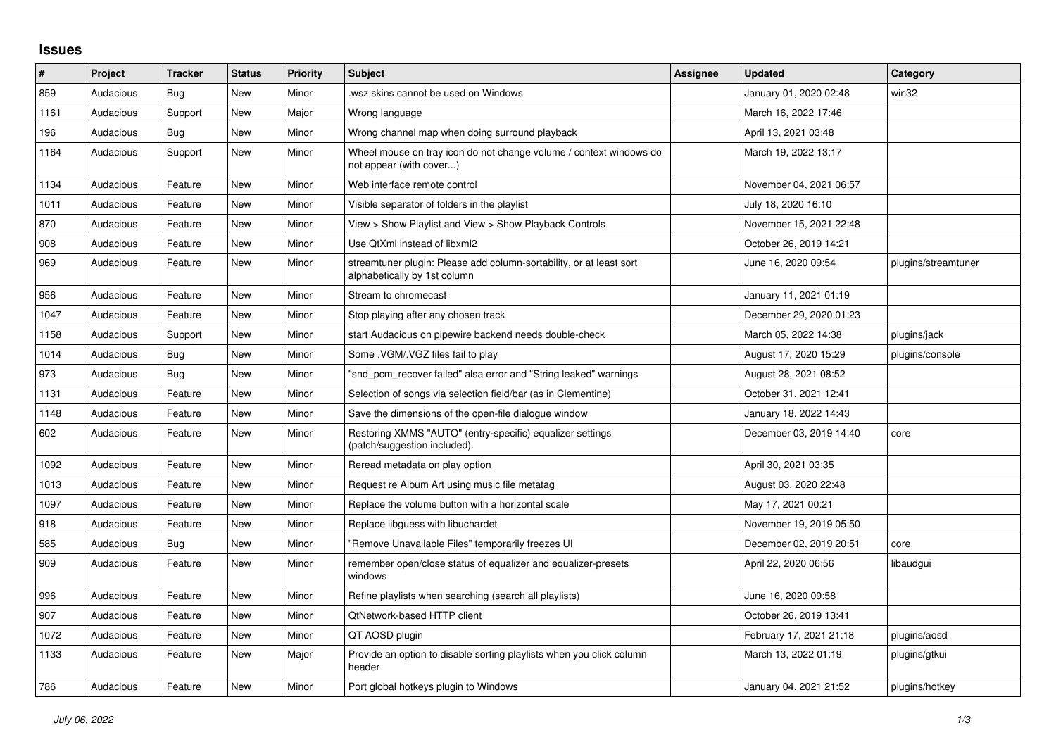## Issues

| # | Project | Tracker | Status | Priority | Subject | Assignee | Updated | Category |
|---|---|---|---|---|---|---|---|---|
| 859 | Audacious | Bug | New | Minor | .wsz skins cannot be used on Windows | | January 01, 2020 02:48 | win32 |
| 1161 | Audacious | Support | New | Major | Wrong language | | March 16, 2022 17:46 | |
| 196 | Audacious | Bug | New | Minor | Wrong channel map when doing surround playback | | April 13, 2021 03:48 | |
| 1164 | Audacious | Support | New | Minor | Wheel mouse on tray icon do not change volume / context windows do not appear (with cover...) | | March 19, 2022 13:17 | |
| 1134 | Audacious | Feature | New | Minor | Web interface remote control | | November 04, 2021 06:57 | |
| 1011 | Audacious | Feature | New | Minor | Visible separator of folders in the playlist | | July 18, 2020 16:10 | |
| 870 | Audacious | Feature | New | Minor | View > Show Playlist and View > Show Playback Controls | | November 15, 2021 22:48 | |
| 908 | Audacious | Feature | New | Minor | Use QtXml instead of libxml2 | | October 26, 2019 14:21 | |
| 969 | Audacious | Feature | New | Minor | streamtuner plugin: Please add column-sortability, or at least sort alphabetically by 1st column | | June 16, 2020 09:54 | plugins/streamtuner |
| 956 | Audacious | Feature | New | Minor | Stream to chromecast | | January 11, 2021 01:19 | |
| 1047 | Audacious | Feature | New | Minor | Stop playing after any chosen track | | December 29, 2020 01:23 | |
| 1158 | Audacious | Support | New | Minor | start Audacious on pipewire backend needs double-check | | March 05, 2022 14:38 | plugins/jack |
| 1014 | Audacious | Bug | New | Minor | Some .VGM/.VGZ files fail to play | | August 17, 2020 15:29 | plugins/console |
| 973 | Audacious | Bug | New | Minor | "snd_pcm_recover failed" alsa error and "String leaked" warnings | | August 28, 2021 08:52 | |
| 1131 | Audacious | Feature | New | Minor | Selection of songs via selection field/bar (as in Clementine) | | October 31, 2021 12:41 | |
| 1148 | Audacious | Feature | New | Minor | Save the dimensions of the open-file dialogue window | | January 18, 2022 14:43 | |
| 602 | Audacious | Feature | New | Minor | Restoring XMMS "AUTO" (entry-specific) equalizer settings (patch/suggestion included). | | December 03, 2019 14:40 | core |
| 1092 | Audacious | Feature | New | Minor | Reread metadata on play option | | April 30, 2021 03:35 | |
| 1013 | Audacious | Feature | New | Minor | Request re Album Art using music file metatag | | August 03, 2020 22:48 | |
| 1097 | Audacious | Feature | New | Minor | Replace the volume button with a horizontal scale | | May 17, 2021 00:21 | |
| 918 | Audacious | Feature | New | Minor | Replace libguess with libuchardet | | November 19, 2019 05:50 | |
| 585 | Audacious | Bug | New | Minor | "Remove Unavailable Files" temporarily freezes UI | | December 02, 2019 20:51 | core |
| 909 | Audacious | Feature | New | Minor | remember open/close status of equalizer and equalizer-presets windows | | April 22, 2020 06:56 | libaudgui |
| 996 | Audacious | Feature | New | Minor | Refine playlists when searching (search all playlists) | | June 16, 2020 09:58 | |
| 907 | Audacious | Feature | New | Minor | QtNetwork-based HTTP client | | October 26, 2019 13:41 | |
| 1072 | Audacious | Feature | New | Minor | QT AOSD plugin | | February 17, 2021 21:18 | plugins/aosd |
| 1133 | Audacious | Feature | New | Major | Provide an option to disable sorting playlists when you click column header | | March 13, 2022 01:19 | plugins/gtkui |
| 786 | Audacious | Feature | New | Minor | Port global hotkeys plugin to Windows | | January 04, 2021 21:52 | plugins/hotkey |

*July 06, 2022*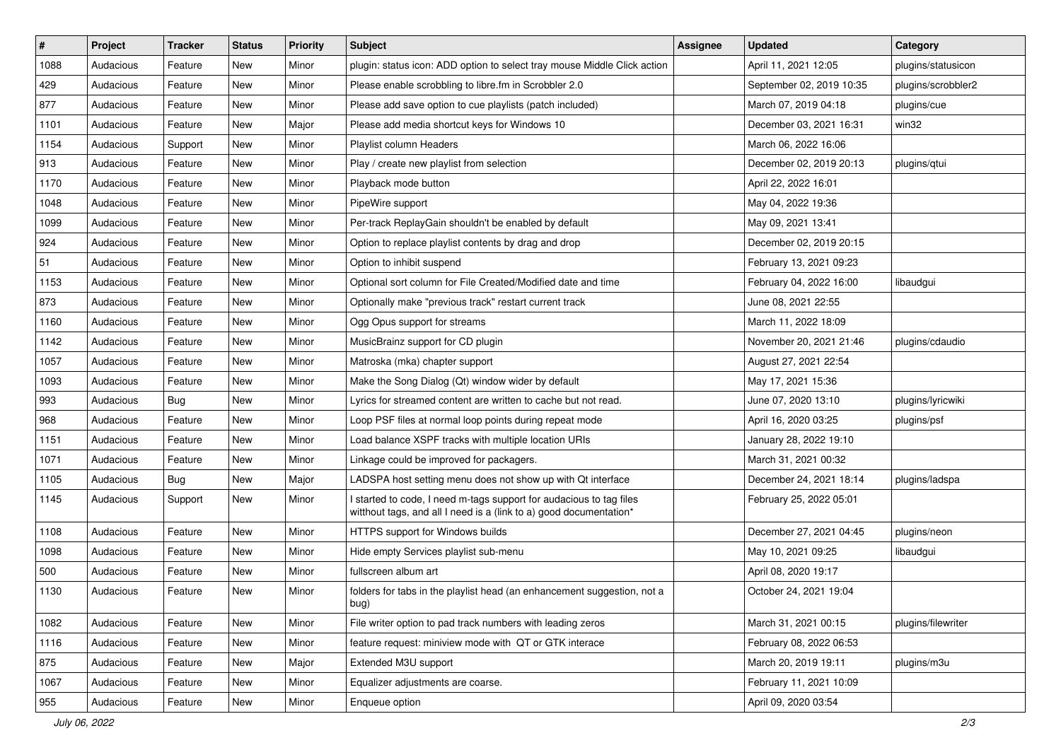| # | Project | Tracker | Status | Priority | Subject | Assignee | Updated | Category |
|---|---|---|---|---|---|---|---|---|
| 1088 | Audacious | Feature | New | Minor | plugin: status icon: ADD option to select tray mouse Middle Click action | | April 11, 2021 12:05 | plugins/statusicon |
| 429 | Audacious | Feature | New | Minor | Please enable scrobbling to libre.fm in Scrobbler 2.0 | | September 02, 2019 10:35 | plugins/scrobbler2 |
| 877 | Audacious | Feature | New | Minor | Please add save option to cue playlists (patch included) | | March 07, 2019 04:18 | plugins/cue |
| 1101 | Audacious | Feature | New | Major | Please add media shortcut keys for Windows 10 | | December 03, 2021 16:31 | win32 |
| 1154 | Audacious | Support | New | Minor | Playlist column Headers | | March 06, 2022 16:06 | |
| 913 | Audacious | Feature | New | Minor | Play / create new playlist from selection | | December 02, 2019 20:13 | plugins/qtui |
| 1170 | Audacious | Feature | New | Minor | Playback mode button | | April 22, 2022 16:01 | |
| 1048 | Audacious | Feature | New | Minor | PipeWire support | | May 04, 2022 19:36 | |
| 1099 | Audacious | Feature | New | Minor | Per-track ReplayGain shouldn't be enabled by default | | May 09, 2021 13:41 | |
| 924 | Audacious | Feature | New | Minor | Option to replace playlist contents by drag and drop | | December 02, 2019 20:15 | |
| 51 | Audacious | Feature | New | Minor | Option to inhibit suspend | | February 13, 2021 09:23 | |
| 1153 | Audacious | Feature | New | Minor | Optional sort column for File Created/Modified date and time | | February 04, 2022 16:00 | libaudgui |
| 873 | Audacious | Feature | New | Minor | Optionally make "previous track" restart current track | | June 08, 2021 22:55 | |
| 1160 | Audacious | Feature | New | Minor | Ogg Opus support for streams | | March 11, 2022 18:09 | |
| 1142 | Audacious | Feature | New | Minor | MusicBrainz support for CD plugin | | November 20, 2021 21:46 | plugins/cdaudio |
| 1057 | Audacious | Feature | New | Minor | Matroska (mka) chapter support | | August 27, 2021 22:54 | |
| 1093 | Audacious | Feature | New | Minor | Make the Song Dialog (Qt) window wider by default | | May 17, 2021 15:36 | |
| 993 | Audacious | Bug | New | Minor | Lyrics for streamed content are written to cache but not read. | | June 07, 2020 13:10 | plugins/lyricwiki |
| 968 | Audacious | Feature | New | Minor | Loop PSF files at normal loop points during repeat mode | | April 16, 2020 03:25 | plugins/psf |
| 1151 | Audacious | Feature | New | Minor | Load balance XSPF tracks with multiple location URIs | | January 28, 2022 19:10 | |
| 1071 | Audacious | Feature | New | Minor | Linkage could be improved for packagers. | | March 31, 2021 00:32 | |
| 1105 | Audacious | Bug | New | Major | LADSPA host setting menu does not show up with Qt interface | | December 24, 2021 18:14 | plugins/ladspa |
| 1145 | Audacious | Support | New | Minor | I started to code, I need m-tags support for audacious to tag files witthout tags, and all I need is a (link to a) good documentation* | | February 25, 2022 05:01 | |
| 1108 | Audacious | Feature | New | Minor | HTTPS support for Windows builds | | December 27, 2021 04:45 | plugins/neon |
| 1098 | Audacious | Feature | New | Minor | Hide empty Services playlist sub-menu | | May 10, 2021 09:25 | libaudgui |
| 500 | Audacious | Feature | New | Minor | fullscreen album art | | April 08, 2020 19:17 | |
| 1130 | Audacious | Feature | New | Minor | folders for tabs in the playlist head (an enhancement suggestion, not a bug) | | October 24, 2021 19:04 | |
| 1082 | Audacious | Feature | New | Minor | File writer option to pad track numbers with leading zeros | | March 31, 2021 00:15 | plugins/filewriter |
| 1116 | Audacious | Feature | New | Minor | feature request: miniview mode with QT or GTK interace | | February 08, 2022 06:53 | |
| 875 | Audacious | Feature | New | Major | Extended M3U support | | March 20, 2019 19:11 | plugins/m3u |
| 1067 | Audacious | Feature | New | Minor | Equalizer adjustments are coarse. | | February 11, 2021 10:09 | |
| 955 | Audacious | Feature | New | Minor | Enqueue option | | April 09, 2020 03:54 | |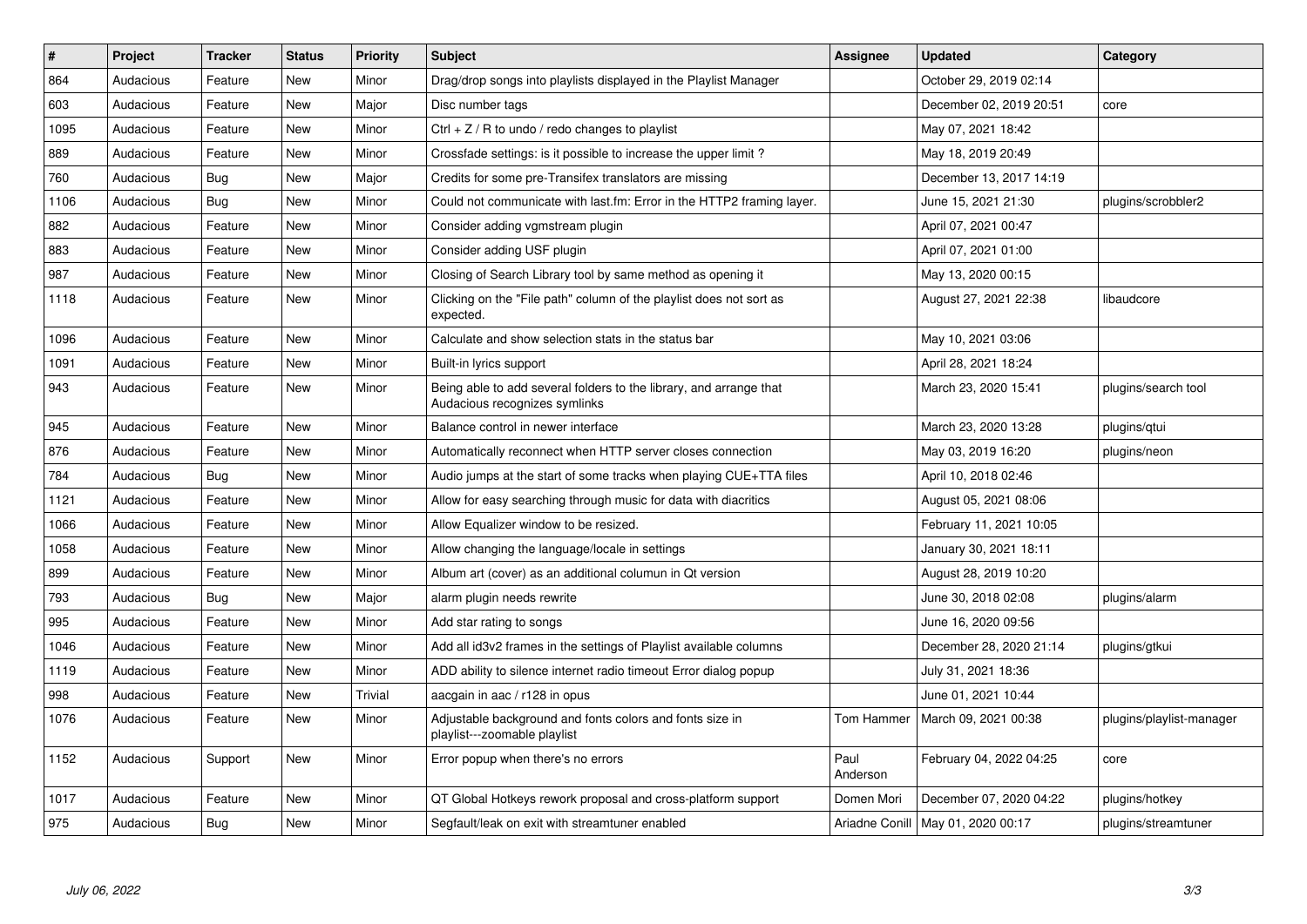| # | Project | Tracker | Status | Priority | Subject | Assignee | Updated | Category |
|---|---|---|---|---|---|---|---|---|
| 864 | Audacious | Feature | New | Minor | Drag/drop songs into playlists displayed in the Playlist Manager | | October 29, 2019 02:14 | |
| 603 | Audacious | Feature | New | Major | Disc number tags | | December 02, 2019 20:51 | core |
| 1095 | Audacious | Feature | New | Minor | Ctrl + Z / R to undo / redo changes to playlist | | May 07, 2021 18:42 | |
| 889 | Audacious | Feature | New | Minor | Crossfade settings: is it possible to increase the upper limit ? | | May 18, 2019 20:49 | |
| 760 | Audacious | Bug | New | Major | Credits for some pre-Transifex translators are missing | | December 13, 2017 14:19 | |
| 1106 | Audacious | Bug | New | Minor | Could not communicate with last.fm: Error in the HTTP2 framing layer. | | June 15, 2021 21:30 | plugins/scrobbler2 |
| 882 | Audacious | Feature | New | Minor | Consider adding vgmstream plugin | | April 07, 2021 00:47 | |
| 883 | Audacious | Feature | New | Minor | Consider adding USF plugin | | April 07, 2021 01:00 | |
| 987 | Audacious | Feature | New | Minor | Closing of Search Library tool by same method as opening it | | May 13, 2020 00:15 | |
| 1118 | Audacious | Feature | New | Minor | Clicking on the "File path" column of the playlist does not sort as expected. | | August 27, 2021 22:38 | libaudcore |
| 1096 | Audacious | Feature | New | Minor | Calculate and show selection stats in the status bar | | May 10, 2021 03:06 | |
| 1091 | Audacious | Feature | New | Minor | Built-in lyrics support | | April 28, 2021 18:24 | |
| 943 | Audacious | Feature | New | Minor | Being able to add several folders to the library, and arrange that Audacious recognizes symlinks | | March 23, 2020 15:41 | plugins/search tool |
| 945 | Audacious | Feature | New | Minor | Balance control in newer interface | | March 23, 2020 13:28 | plugins/qtui |
| 876 | Audacious | Feature | New | Minor | Automatically reconnect when HTTP server closes connection | | May 03, 2019 16:20 | plugins/neon |
| 784 | Audacious | Bug | New | Minor | Audio jumps at the start of some tracks when playing CUE+TTA files | | April 10, 2018 02:46 | |
| 1121 | Audacious | Feature | New | Minor | Allow for easy searching through music for data with diacritics | | August 05, 2021 08:06 | |
| 1066 | Audacious | Feature | New | Minor | Allow Equalizer window to be resized. | | February 11, 2021 10:05 | |
| 1058 | Audacious | Feature | New | Minor | Allow changing the language/locale in settings | | January 30, 2021 18:11 | |
| 899 | Audacious | Feature | New | Minor | Album art (cover) as an additional columun in Qt version | | August 28, 2019 10:20 | |
| 793 | Audacious | Bug | New | Major | alarm plugin needs rewrite | | June 30, 2018 02:08 | plugins/alarm |
| 995 | Audacious | Feature | New | Minor | Add star rating to songs | | June 16, 2020 09:56 | |
| 1046 | Audacious | Feature | New | Minor | Add all id3v2 frames in the settings of Playlist available columns | | December 28, 2020 21:14 | plugins/gtkui |
| 1119 | Audacious | Feature | New | Minor | ADD ability to silence internet radio timeout Error dialog popup | | July 31, 2021 18:36 | |
| 998 | Audacious | Feature | New | Trivial | aacgain in aac / r128 in opus | | June 01, 2021 10:44 | |
| 1076 | Audacious | Feature | New | Minor | Adjustable background and fonts colors and fonts size in playlist---zoomable playlist | Tom Hammer | March 09, 2021 00:38 | plugins/playlist-manager |
| 1152 | Audacious | Support | New | Minor | Error popup when there's no errors | Paul Anderson | February 04, 2022 04:25 | core |
| 1017 | Audacious | Feature | New | Minor | QT Global Hotkeys rework proposal and cross-platform support | Domen Mori | December 07, 2020 04:22 | plugins/hotkey |
| 975 | Audacious | Bug | New | Minor | Segfault/leak on exit with streamtuner enabled | Ariadne Conill | May 01, 2020 00:17 | plugins/streamtuner |

*July 06, 2022*